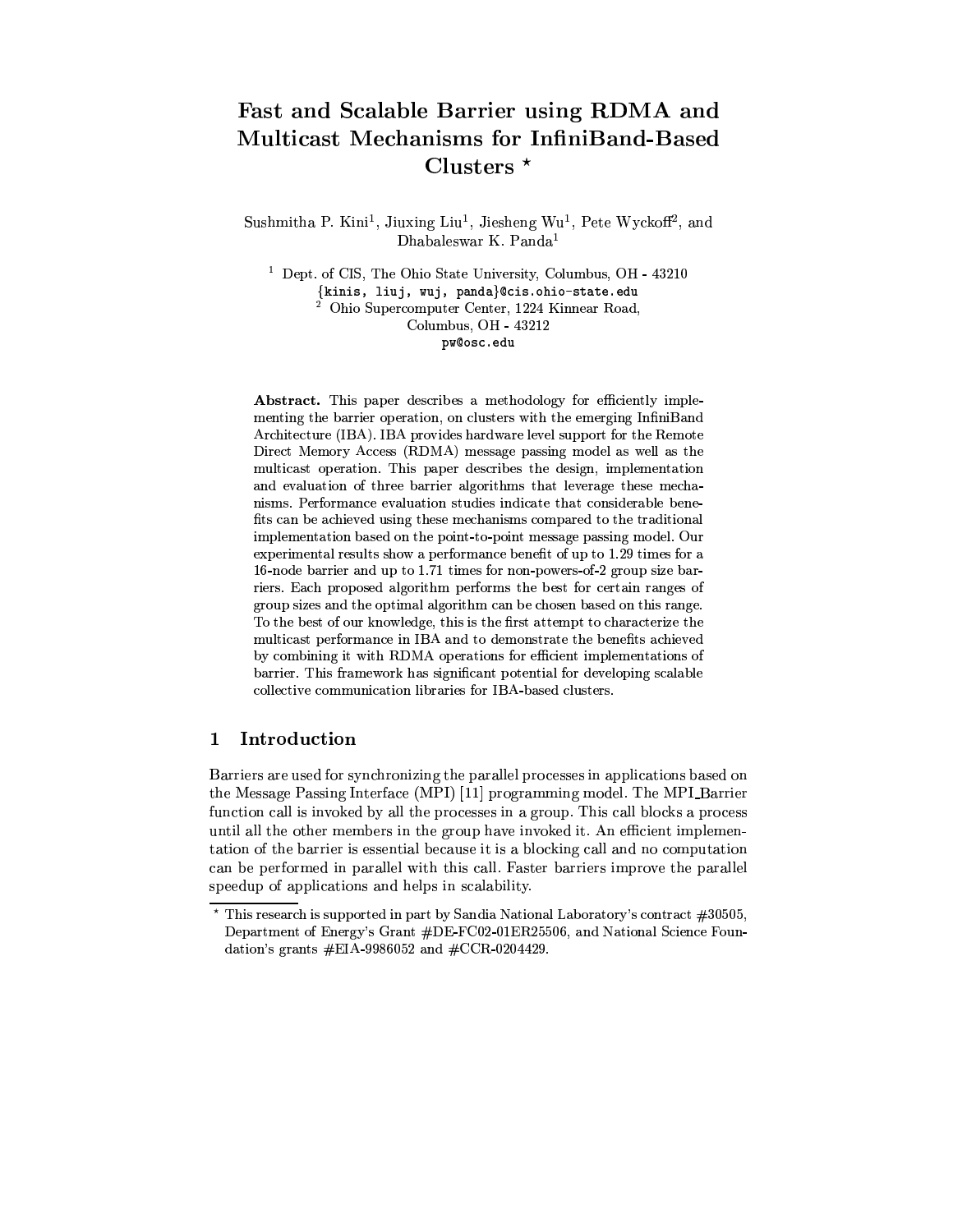# Fast and Scalable Barrier using RDMA and Multicast Mechanisms for InfiniBand-Based Clusters *

Sushmitha P. Kini[1], Jiuxing Liu[1], Jiesheng Wu[1], Pete Wyckoff[2], and Dhabaleswar K. Panda[1]

[1] Dept. of CIS, The Ohio State University, Columbus, OH - 43210
{kinis, liuj, wuj, panda}@cis.ohio-state.edu
[2] Ohio Supercomputer Center, 1224 Kinnear Road, Columbus, OH - 43212
pw@osc.edu

**Abstract.** This paper describes a methodology for efficiently implementing the barrier operation, on clusters with the emerging InfiniBand Architecture (IBA). IBA provides hardware level support for the Remote Direct Memory Access (RDMA) message passing model as well as the multicast operation. This paper describes the design, implementation and evaluation of three barrier algorithms that leverage these mechanisms. Performance evaluation studies indicate that considerable benefits can be achieved using these mechanisms compared to the traditional implementation based on the point-to-point message passing model. Our experimental results show a performance benefit of up to 1.29 times for a 16-node barrier and up to 1.71 times for non-powers-of-2 group size barriers. Each proposed algorithm performs the best for certain ranges of group sizes and the optimal algorithm can be chosen based on this range. To the best of our knowledge, this is the first attempt to characterize the multicast performance in IBA and to demonstrate the benefits achieved by combining it with RDMA operations for efficient implementations of barrier. This framework has significant potential for developing scalable collective communication libraries for IBA-based clusters.

## 1 Introduction

Barriers are used for synchronizing the parallel processes in applications based on the Message Passing Interface (MPI) [11] programming model. The MPI_Barrier function call is invoked by all the processes in a group. This call blocks a process until all the other members in the group have invoked it. An efficient implementation of the barrier is essential because it is a blocking call and no computation can be performed in parallel with this call. Faster barriers improve the parallel speedup of applications and helps in scalability.

* This research is supported in part by Sandia National Laboratory's contract #30505, Department of Energy's Grant #DE-FC02-01ER25506, and National Science Foundation's grants #EIA-9986052 and #CCR-0204429.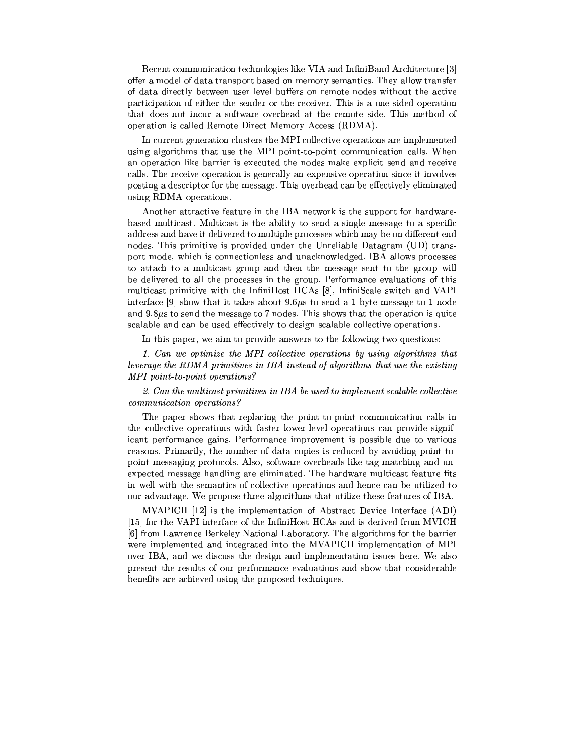Recent communication technologies like VIA and InfiniBand Architecture [3] offer a model of data transport based on memory semantics. They allow transfer of data directly between user level buffers on remote nodes without the active participation of either the sender or the receiver. This is a one-sided operation that does not incur a software overhead at the remote side. This method of operation is called Remote Direct Memory Access (RDMA).

In current generation clusters the MPI collective operations are implemented using algorithms that use the MPI point-to-point communication calls. When an operation like barrier is executed the nodes make explicit send and receive calls. The receive operation is generally an expensive operation since it involves posting a descriptor for the message. This overhead can be effectively eliminated using RDMA operations.

Another attractive feature in the IBA network is the support for hardware-based multicast. Multicast is the ability to send a single message to a specific address and have it delivered to multiple processes which may be on different end nodes. This primitive is provided under the Unreliable Datagram (UD) transport mode, which is connectionless and unacknowledged. IBA allows processes to attach to a multicast group and then the message sent to the group will be delivered to all the processes in the group. Performance evaluations of this multicast primitive with the InfiniHost HCAs [8], InfiniScale switch and VAPI interface [9] show that it takes about 9.6$\mu$s to send a 1-byte message to 1 node and 9.8$\mu$s to send the message to 7 nodes. This shows that the operation is quite scalable and can be used effectively to design scalable collective operations.

In this paper, we aim to provide answers to the following two questions:

*1. Can we optimize the MPI collective operations by using algorithms that leverage the RDMA primitives in IBA instead of algorithms that use the existing MPI point-to-point operations?*

*2. Can the multicast primitives in IBA be used to implement scalable collective communication operations?*

The paper shows that replacing the point-to-point communication calls in the collective operations with faster lower-level operations can provide significant performance gains. Performance improvement is possible due to various reasons. Primarily, the number of data copies is reduced by avoiding point-to-point messaging protocols. Also, software overheads like tag matching and unexpected message handling are eliminated. The hardware multicast feature fits in well with the semantics of collective operations and hence can be utilized to our advantage. We propose three algorithms that utilize these features of IBA.

MVAPICH [12] is the implementation of Abstract Device Interface (ADI) [15] for the VAPI interface of the InfiniHost HCAs and is derived from MVICH [6] from Lawrence Berkeley National Laboratory. The algorithms for the barrier were implemented and integrated into the MVAPICH implementation of MPI over IBA, and we discuss the design and implementation issues here. We also present the results of our performance evaluations and show that considerable benefits are achieved using the proposed techniques.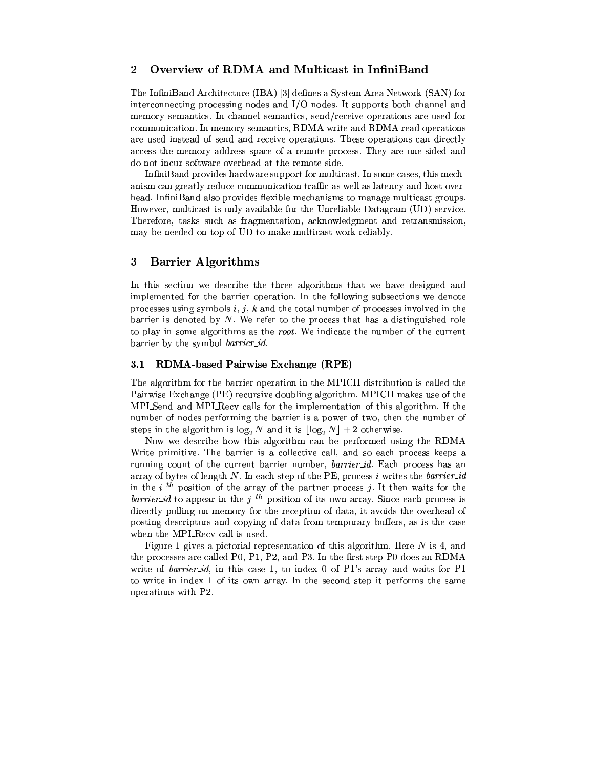## 2 Overview of RDMA and Multicast in InfiniBand

The InfiniBand Architecture (IBA) [3] defines a System Area Network (SAN) for interconnecting processing nodes and I/O nodes. It supports both channel and memory semantics. In channel semantics, send/receive operations are used for communication. In memory semantics, RDMA write and RDMA read operations are used instead of send and receive operations. These operations can directly access the memory address space of a remote process. They are one-sided and do not incur software overhead at the remote side.

InfiniBand provides hardware support for multicast. In some cases, this mechanism can greatly reduce communication traffic as well as latency and host overhead. InfiniBand also provides flexible mechanisms to manage multicast groups. However, multicast is only available for the Unreliable Datagram (UD) service. Therefore, tasks such as fragmentation, acknowledgment and retransmission, may be needed on top of UD to make multicast work reliably.

## 3 Barrier Algorithms

In this section we describe the three algorithms that we have designed and implemented for the barrier operation. In the following subsections we denote processes using symbols $i$, $j$, $k$ and the total number of processes involved in the barrier is denoted by $N$. We refer to the process that has a distinguished role to play in some algorithms as the *root*. We indicate the number of the current barrier by the symbol *barrier_id*.

### 3.1 RDMA-based Pairwise Exchange (RPE)

The algorithm for the barrier operation in the MPICH distribution is called the Pairwise Exchange (PE) recursive doubling algorithm. MPICH makes use of the MPI_Send and MPI_Recv calls for the implementation of this algorithm. If the number of nodes performing the barrier is a power of two, then the number of steps in the algorithm is $\log_2 N$ and it is $\lfloor \log_2 N \rfloor + 2$ otherwise.

Now we describe how this algorithm can be performed using the RDMA Write primitive. The barrier is a collective call, and so each process keeps a running count of the current barrier number, *barrier_id*. Each process has an array of bytes of length $N$. In each step of the PE, process $i$ writes the *barrier_id* in the $i^{th}$ position of the array of the partner process $j$. It then waits for the *barrier_id* to appear in the $j^{th}$ position of its own array. Since each process is directly polling on memory for the reception of data, it avoids the overhead of posting descriptors and copying of data from temporary buffers, as is the case when the MPI_Recv call is used.

Figure 1 gives a pictorial representation of this algorithm. Here $N$ is 4, and the processes are called P0, P1, P2, and P3. In the first step P0 does an RDMA write of *barrier_id*, in this case 1, to index 0 of P1's array and waits for P1 to write in index 1 of its own array. In the second step it performs the same operations with P2.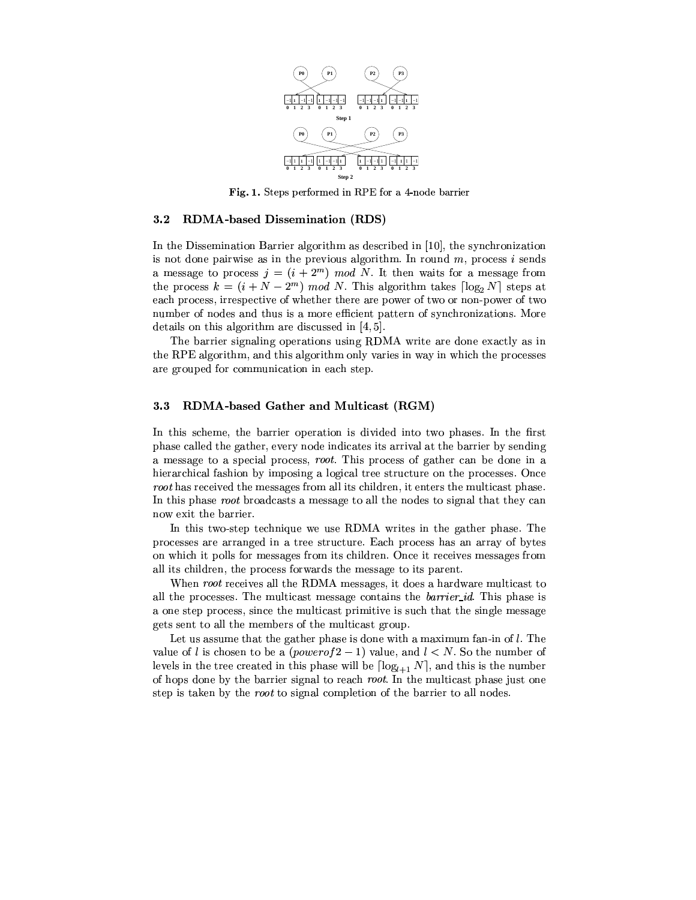Fig. 1. Steps performed in RPE for a 4-node barrier

### 3.2 RDMA-based Dissemination (RDS)

In the Dissemination Barrier algorithm as described in [10], the synchronization is not done pairwise as in the previous algorithm. In round $m$, process $i$ sends a message to process $j = (i + 2^m) \ mod \ N$. It then waits for a message from the process $k = (i + N - 2^m) \ mod \ N$. This algorithm takes $\lceil \log_2 N \rceil$ steps at each process, irrespective of whether there are power of two or non-power of two number of nodes and thus is a more efficient pattern of synchronizations. More details on this algorithm are discussed in [4, 5].

The barrier signaling operations using RDMA write are done exactly as in the RPE algorithm, and this algorithm only varies in way in which the processes are grouped for communication in each step.

### 3.3 RDMA-based Gather and Multicast (RGM)

In this scheme, the barrier operation is divided into two phases. In the first phase called the gather, every node indicates its arrival at the barrier by sending a message to a special process, *root*. This process of gather can be done in a hierarchical fashion by imposing a logical tree structure on the processes. Once *root* has received the messages from all its children, it enters the multicast phase. In this phase *root* broadcasts a message to all the nodes to signal that they can now exit the barrier.

In this two-step technique we use RDMA writes in the gather phase. The processes are arranged in a tree structure. Each process has an array of bytes on which it polls for messages from its children. Once it receives messages from all its children, the process forwards the message to its parent.

When *root* receives all the RDMA messages, it does a hardware multicast to all the processes. The multicast message contains the *barrier_id*. This phase is a one step process, since the multicast primitive is such that the single message gets sent to all the members of the multicast group.

Let us assume that the gather phase is done with a maximum fan-in of $l$. The value of $l$ is chosen to be a $(powerof2 - 1)$ value, and $l < N$. So the number of levels in the tree created in this phase will be $\lceil \log_{l+1} N \rceil$, and this is the number of hops done by the barrier signal to reach *root*. In the multicast phase just one step is taken by the *root* to signal completion of the barrier to all nodes.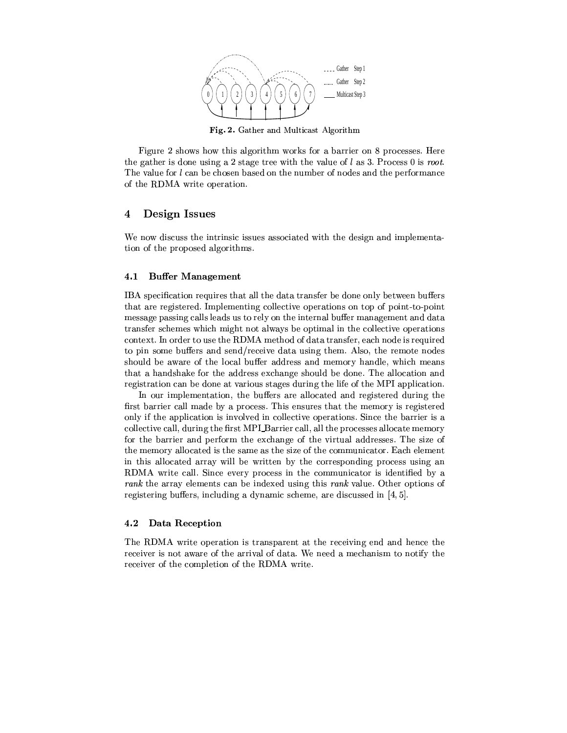Gather Step 1

Gather Step 2

Multicast Step 3

0 1 2 3 4 5 6 7

**Fig. 2.** Gather and Multicast Algorithm

Figure 2 shows how this algorithm works for a barrier on 8 processes. Here the gather is done using a 2 stage tree with the value of $l$ as 3. Process 0 is *root*. The value for $l$ can be chosen based on the number of nodes and the performance of the RDMA write operation.

## 4 Design Issues

We now discuss the intrinsic issues associated with the design and implementation of the proposed algorithms.

### 4.1 Buffer Management

IBA specification requires that all the data transfer be done only between buffers that are registered. Implementing collective operations on top of point-to-point message passing calls leads us to rely on the internal buffer management and data transfer schemes which might not always be optimal in the collective operations context. In order to use the RDMA method of data transfer, each node is required to pin some buffers and send/receive data using them. Also, the remote nodes should be aware of the local buffer address and memory handle, which means that a handshake for the address exchange should be done. The allocation and registration can be done at various stages during the life of the MPI application.

In our implementation, the buffers are allocated and registered during the first barrier call made by a process. This ensures that the memory is registered only if the application is involved in collective operations. Since the barrier is a collective call, during the first MPI_Barrier call, all the processes allocate memory for the barrier and perform the exchange of the virtual addresses. The size of the memory allocated is the same as the size of the communicator. Each element in this allocated array will be written by the corresponding process using an RDMA write call. Since every process in the communicator is identified by a *rank* the array elements can be indexed using this *rank* value. Other options of registering buffers, including a dynamic scheme, are discussed in [4, 5].

### 4.2 Data Reception

The RDMA write operation is transparent at the receiving end and hence the receiver is not aware of the arrival of data. We need a mechanism to notify the receiver of the completion of the RDMA write.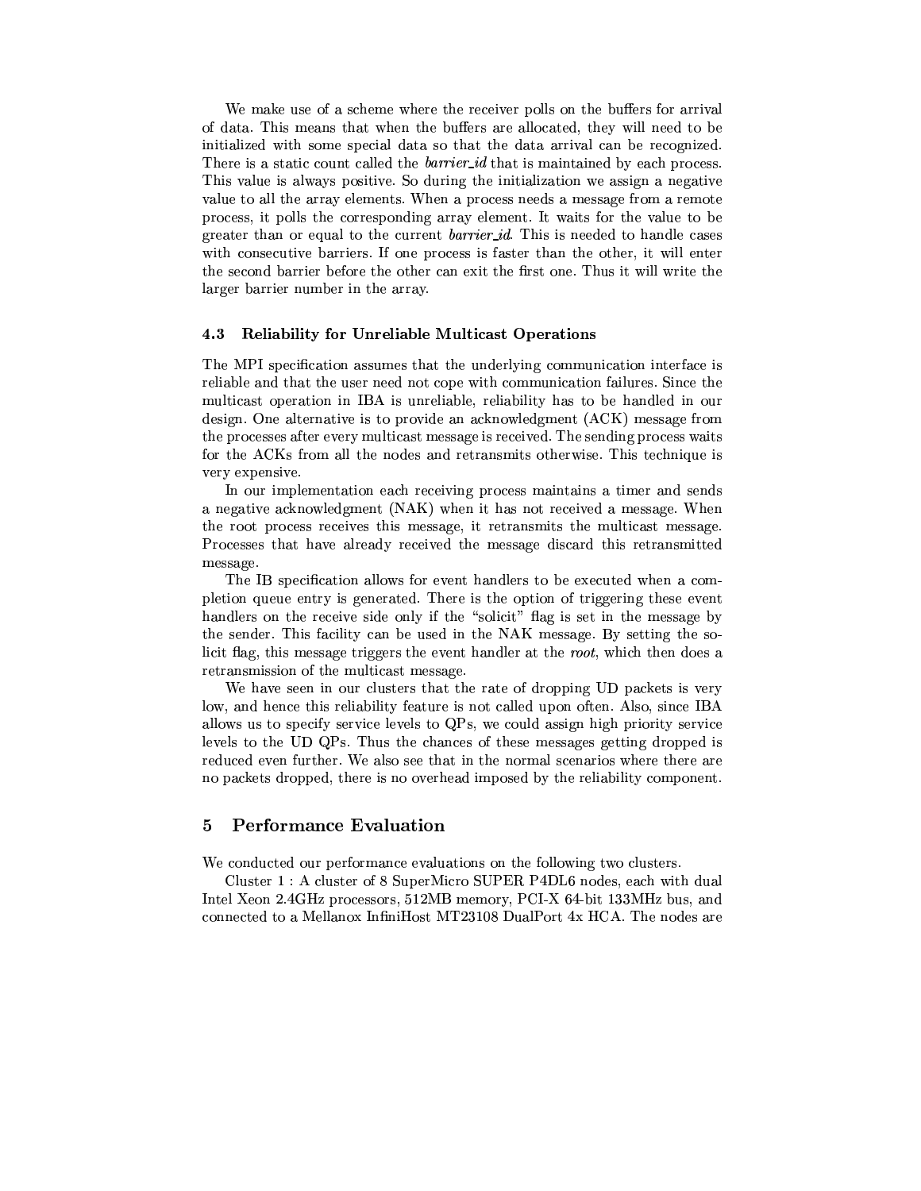We make use of a scheme where the receiver polls on the buffers for arrival of data. This means that when the buffers are allocated, they will need to be initialized with some special data so that the data arrival can be recognized. There is a static count called the *barrier_id* that is maintained by each process. This value is always positive. So during the initialization we assign a negative value to all the array elements. When a process needs a message from a remote process, it polls the corresponding array element. It waits for the value to be greater than or equal to the current *barrier_id*. This is needed to handle cases with consecutive barriers. If one process is faster than the other, it will enter the second barrier before the other can exit the first one. Thus it will write the larger barrier number in the array.

### 4.3 Reliability for Unreliable Multicast Operations

The MPI specification assumes that the underlying communication interface is reliable and that the user need not cope with communication failures. Since the multicast operation in IBA is unreliable, reliability has to be handled in our design. One alternative is to provide an acknowledgment (ACK) message from the processes after every multicast message is received. The sending process waits for the ACKs from all the nodes and retransmits otherwise. This technique is very expensive.

In our implementation each receiving process maintains a timer and sends a negative acknowledgment (NAK) when it has not received a message. When the root process receives this message, it retransmits the multicast message. Processes that have already received the message discard this retransmitted message.

The IB specification allows for event handlers to be executed when a completion queue entry is generated. There is the option of triggering these event handlers on the receive side only if the "solicit" flag is set in the message by the sender. This facility can be used in the NAK message. By setting the solicit flag, this message triggers the event handler at the *root*, which then does a retransmission of the multicast message.

We have seen in our clusters that the rate of dropping UD packets is very low, and hence this reliability feature is not called upon often. Also, since IBA allows us to specify service levels to QPs, we could assign high priority service levels to the UD QPs. Thus the chances of these messages getting dropped is reduced even further. We also see that in the normal scenarios where there are no packets dropped, there is no overhead imposed by the reliability component.

## 5 Performance Evaluation

We conducted our performance evaluations on the following two clusters.

Cluster 1 : A cluster of 8 SuperMicro SUPER P4DL6 nodes, each with dual Intel Xeon 2.4GHz processors, 512MB memory, PCI-X 64-bit 133MHz bus, and connected to a Mellanox InfiniHost MT23108 DualPort 4x HCA. The nodes are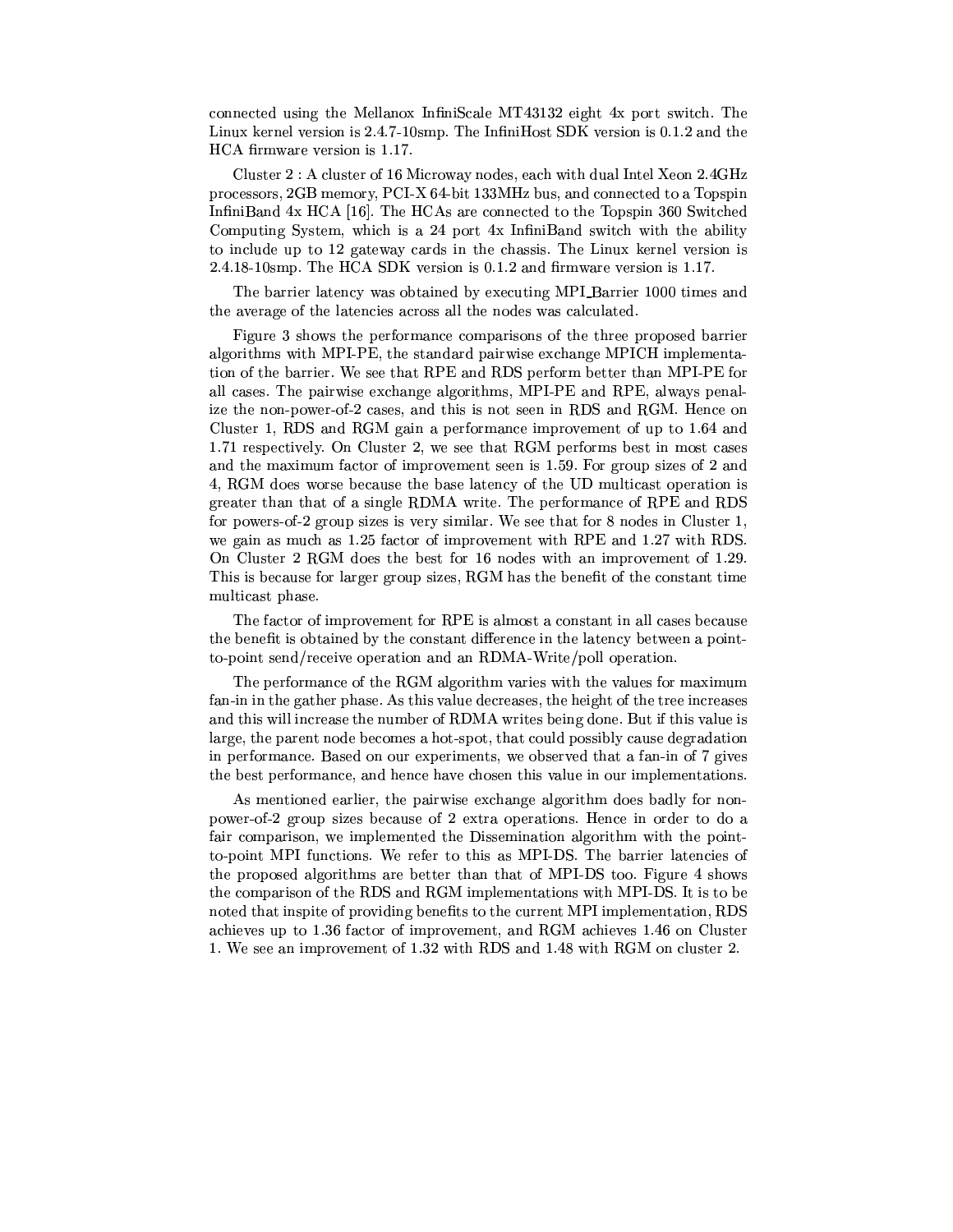connected using the Mellanox InfiniScale MT43132 eight 4x port switch. The Linux kernel version is 2.4.7-10smp. The InfiniHost SDK version is 0.1.2 and the HCA firmware version is 1.17.

Cluster 2 : A cluster of 16 Microway nodes, each with dual Intel Xeon 2.4GHz processors, 2GB memory, PCI-X 64-bit 133MHz bus, and connected to a Topspin InfiniBand 4x HCA [16]. The HCAs are connected to the Topspin 360 Switched Computing System, which is a 24 port 4x InfiniBand switch with the ability to include up to 12 gateway cards in the chassis. The Linux kernel version is 2.4.18-10smp. The HCA SDK version is 0.1.2 and firmware version is 1.17.

The barrier latency was obtained by executing MPI_Barrier 1000 times and the average of the latencies across all the nodes was calculated.

Figure 3 shows the performance comparisons of the three proposed barrier algorithms with MPI-PE, the standard pairwise exchange MPICH implementation of the barrier. We see that RPE and RDS perform better than MPI-PE for all cases. The pairwise exchange algorithms, MPI-PE and RPE, always penalize the non-power-of-2 cases, and this is not seen in RDS and RGM. Hence on Cluster 1, RDS and RGM gain a performance improvement of up to 1.64 and 1.71 respectively. On Cluster 2, we see that RGM performs best in most cases and the maximum factor of improvement seen is 1.59. For group sizes of 2 and 4, RGM does worse because the base latency of the UD multicast operation is greater than that of a single RDMA write. The performance of RPE and RDS for powers-of-2 group sizes is very similar. We see that for 8 nodes in Cluster 1, we gain as much as 1.25 factor of improvement with RPE and 1.27 with RDS. On Cluster 2 RGM does the best for 16 nodes with an improvement of 1.29. This is because for larger group sizes, RGM has the benefit of the constant time multicast phase.

The factor of improvement for RPE is almost a constant in all cases because the benefit is obtained by the constant difference in the latency between a point-to-point send/receive operation and an RDMA-Write/poll operation.

The performance of the RGM algorithm varies with the values for maximum fan-in in the gather phase. As this value decreases, the height of the tree increases and this will increase the number of RDMA writes being done. But if this value is large, the parent node becomes a hot-spot, that could possibly cause degradation in performance. Based on our experiments, we observed that a fan-in of 7 gives the best performance, and hence have chosen this value in our implementations.

As mentioned earlier, the pairwise exchange algorithm does badly for non-power-of-2 group sizes because of 2 extra operations. Hence in order to do a fair comparison, we implemented the Dissemination algorithm with the point-to-point MPI functions. We refer to this as MPI-DS. The barrier latencies of the proposed algorithms are better than that of MPI-DS too. Figure 4 shows the comparison of the RDS and RGM implementations with MPI-DS. It is to be noted that inspite of providing benefits to the current MPI implementation, RDS achieves up to 1.36 factor of improvement, and RGM achieves 1.46 on Cluster 1. We see an improvement of 1.32 with RDS and 1.48 with RGM on cluster 2.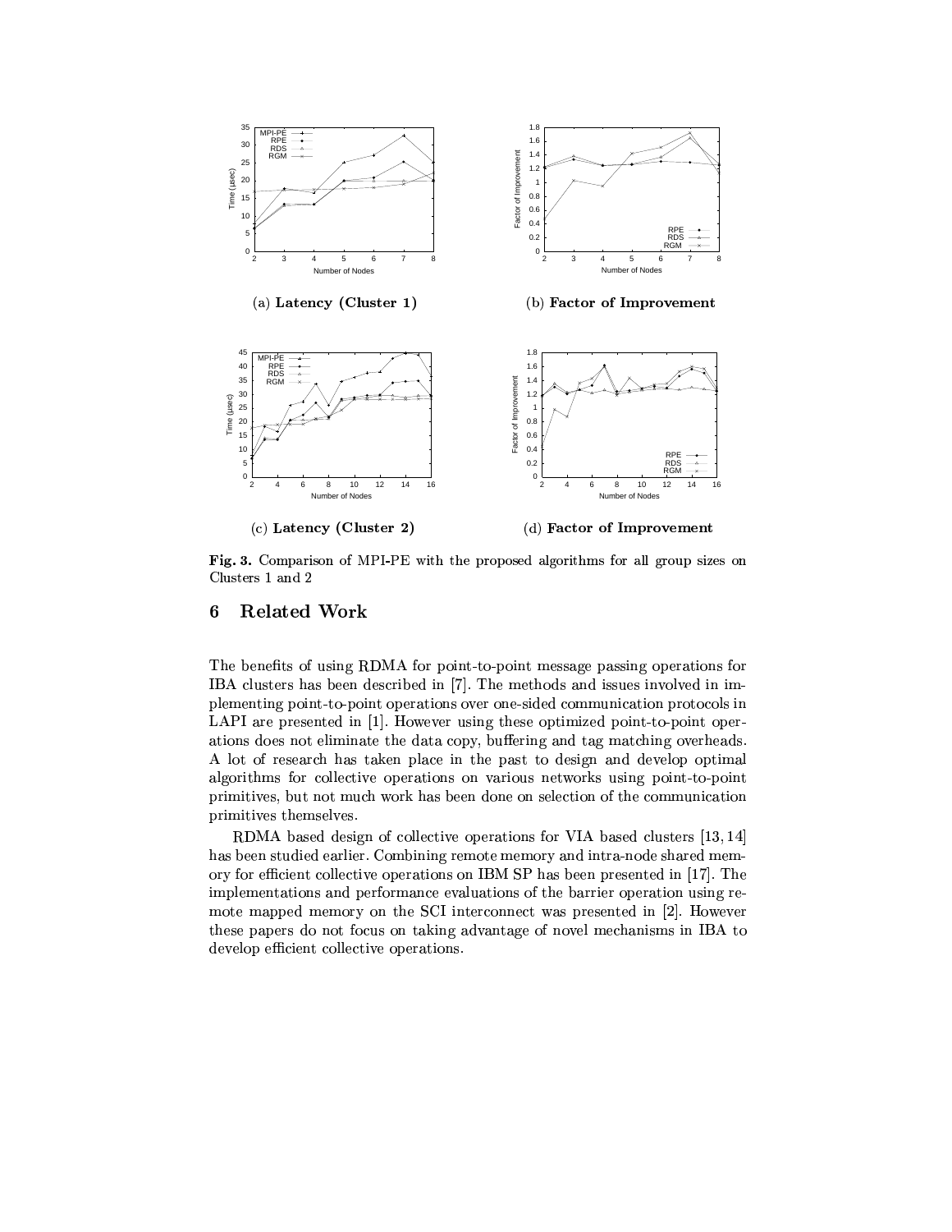(a) **Latency (Cluster 1)**

(b) **Factor of Improvement**

(c) **Latency (Cluster 2)**

(d) **Factor of Improvement**

**Fig. 3.** Comparison of MPI-PE with the proposed algorithms for all group sizes on Clusters 1 and 2

## 6 Related Work

The benefits of using RDMA for point-to-point message passing operations for IBA clusters has been described in [7]. The methods and issues involved in implementing point-to-point operations over one-sided communication protocols in LAPI are presented in [1]. However using these optimized point-to-point operations does not eliminate the data copy, buffering and tag matching overheads. A lot of research has taken place in the past to design and develop optimal algorithms for collective operations on various networks using point-to-point primitives, but not much work has been done on selection of the communication primitives themselves.

RDMA based design of collective operations for VIA based clusters [13, 14] has been studied earlier. Combining remote memory and intra-node shared memory for efficient collective operations on IBM SP has been presented in [17]. The implementations and performance evaluations of the barrier operation using remote mapped memory on the SCI interconnect was presented in [2]. However these papers do not focus on taking advantage of novel mechanisms in IBA to develop efficient collective operations.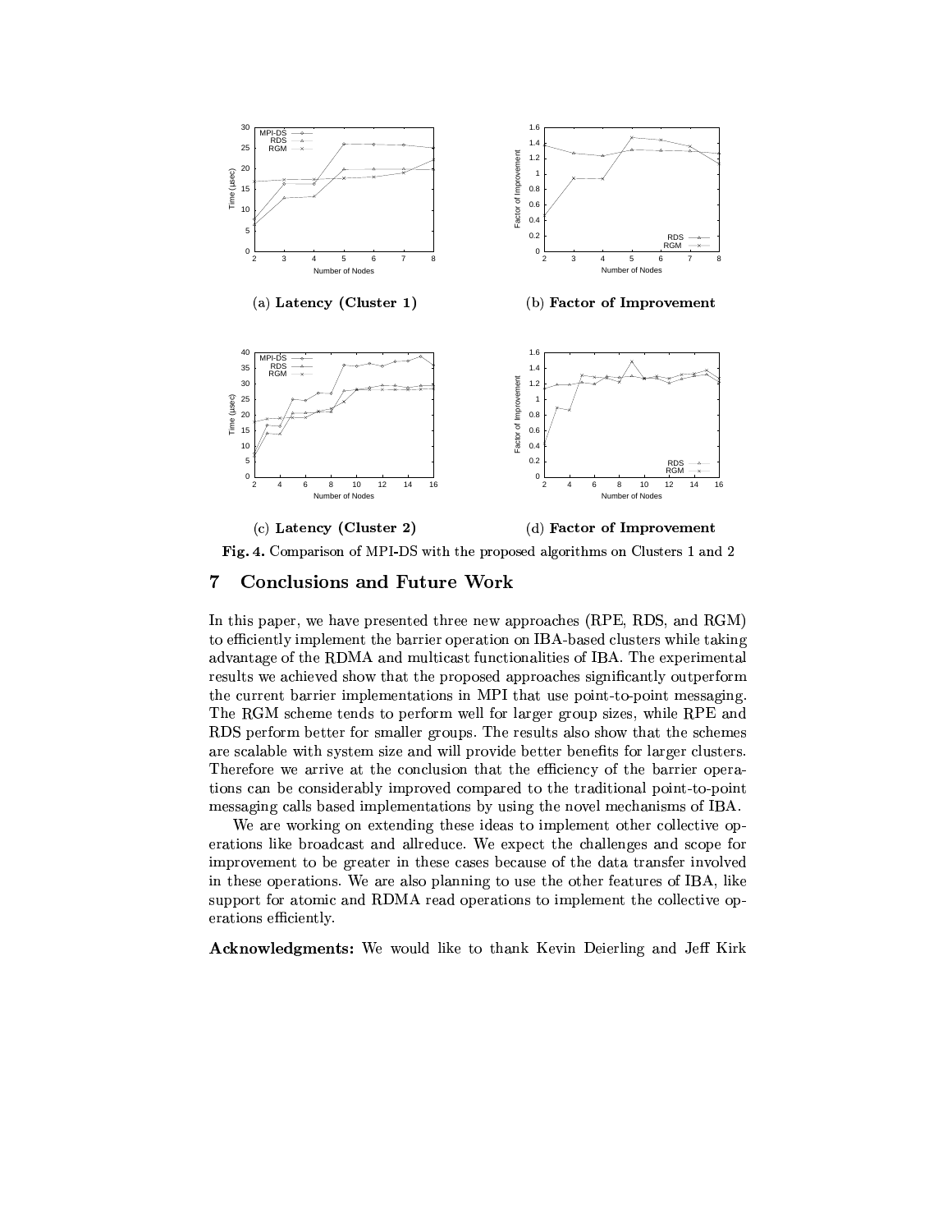(a) **Latency (Cluster 1)**

(b) **Factor of Improvement**

(c) **Latency (Cluster 2)**

(d) **Factor of Improvement**

**Fig. 4.** Comparison of MPI-DS with the proposed algorithms on Clusters 1 and 2

## 7 Conclusions and Future Work

In this paper, we have presented three new approaches (RPE, RDS, and RGM) to efficiently implement the barrier operation on IBA-based clusters while taking advantage of the RDMA and multicast functionalities of IBA. The experimental results we achieved show that the proposed approaches significantly outperform the current barrier implementations in MPI that use point-to-point messaging. The RGM scheme tends to perform well for larger group sizes, while RPE and RDS perform better for smaller groups. The results also show that the schemes are scalable with system size and will provide better benefits for larger clusters. Therefore we arrive at the conclusion that the efficiency of the barrier operations can be considerably improved compared to the traditional point-to-point messaging calls based implementations by using the novel mechanisms of IBA.

We are working on extending these ideas to implement other collective operations like broadcast and allreduce. We expect the challenges and scope for improvement to be greater in these cases because of the data transfer involved in these operations. We are also planning to use the other features of IBA, like support for atomic and RDMA read operations to implement the collective operations efficiently.

**Acknowledgments:** We would like to thank Kevin Deierling and Jeff Kirk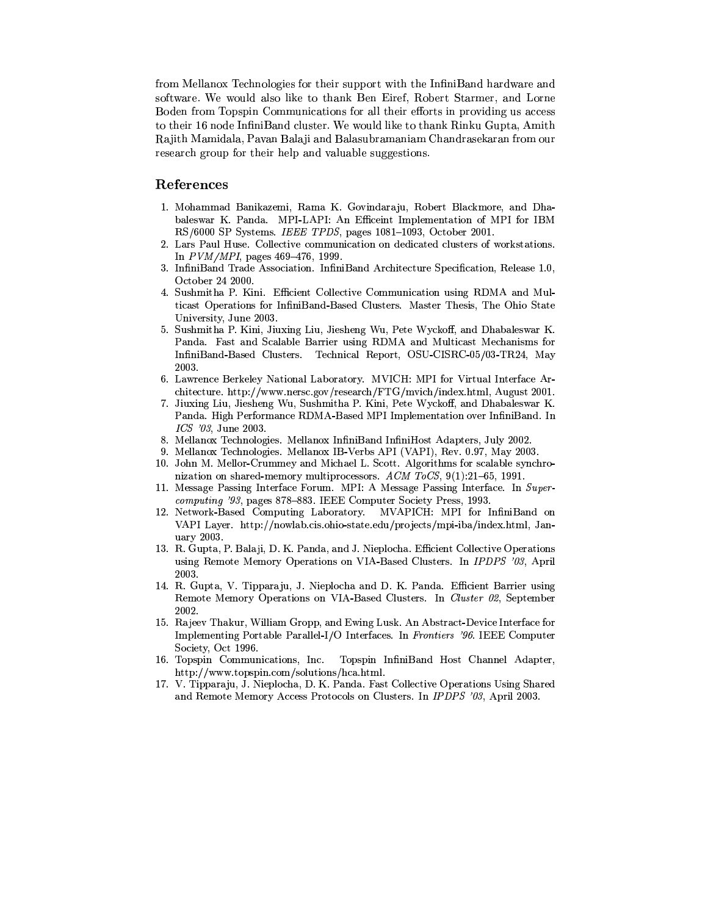from Mellanox Technologies for their support with the InfiniBand hardware and software. We would also like to thank Ben Eiref, Robert Starmer, and Lorne Boden from Topspin Communications for all their efforts in providing us access to their 16 node InfiniBand cluster. We would like to thank Rinku Gupta, Amith Rajith Mamidala, Pavan Balaji and Balasubramaniam Chandrasekaran from our research group for their help and valuable suggestions.

## References

1. Mohammad Banikazemi, Rama K. Govindaraju, Robert Blackmore, and Dhabaleswar K. Panda. MPI-LAPI: An Efficeint Implementation of MPI for IBM RS/6000 SP Systems. *IEEE TPDS*, pages 1081–1093, October 2001.
2. Lars Paul Huse. Collective communication on dedicated clusters of workstations. In *PVM/MPI*, pages 469–476, 1999.
3. InfiniBand Trade Association. InfiniBand Architecture Specification, Release 1.0, October 24 2000.
4. Sushmitha P. Kini. Efficient Collective Communication using RDMA and Multicast Operations for InfiniBand-Based Clusters. Master Thesis, The Ohio State University, June 2003.
5. Sushmitha P. Kini, Jiuxing Liu, Jiesheng Wu, Pete Wyckoff, and Dhabaleswar K. Panda. Fast and Scalable Barrier using RDMA and Multicast Mechanisms for InfiniBand-Based Clusters. Technical Report, OSU-CISRC-05/03-TR24, May 2003.
6. Lawrence Berkeley National Laboratory. MVICH: MPI for Virtual Interface Architecture. http://www.nersc.gov/research/FTG/mvich/index.html, August 2001.
7. Jiuxing Liu, Jiesheng Wu, Sushmitha P. Kini, Pete Wyckoff, and Dhabaleswar K. Panda. High Performance RDMA-Based MPI Implementation over InfiniBand. In *ICS '03*, June 2003.
8. Mellanox Technologies. Mellanox InfiniBand InfiniHost Adapters, July 2002.
9. Mellanox Technologies. Mellanox IB-Verbs API (VAPI), Rev. 0.97, May 2003.
10. John M. Mellor-Crummey and Michael L. Scott. Algorithms for scalable synchronization on shared-memory multiprocessors. *ACM ToCS*, 9(1):21–65, 1991.
11. Message Passing Interface Forum. MPI: A Message Passing Interface. In *Supercomputing '93*, pages 878–883. IEEE Computer Society Press, 1993.
12. Network-Based Computing Laboratory. MVAPICH: MPI for InfiniBand on VAPI Layer. http://nowlab.cis.ohio-state.edu/projects/mpi-iba/index.html, January 2003.
13. R. Gupta, P. Balaji, D. K. Panda, and J. Nieplocha. Efficient Collective Operations using Remote Memory Operations on VIA-Based Clusters. In *IPDPS '03*, April 2003.
14. R. Gupta, V. Tipparaju, J. Nieplocha and D. K. Panda. Efficient Barrier using Remote Memory Operations on VIA-Based Clusters. In *Cluster 02*, September 2002.
15. Rajeev Thakur, William Gropp, and Ewing Lusk. An Abstract-Device Interface for Implementing Portable Parallel-I/O Interfaces. In *Frontiers '96*. IEEE Computer Society, Oct 1996.
16. Topspin Communications, Inc. Topspin InfiniBand Host Channel Adapter, http://www.topspin.com/solutions/hca.html.
17. V. Tipparaju, J. Nieplocha, D. K. Panda. Fast Collective Operations Using Shared and Remote Memory Access Protocols on Clusters. In *IPDPS '03*, April 2003.